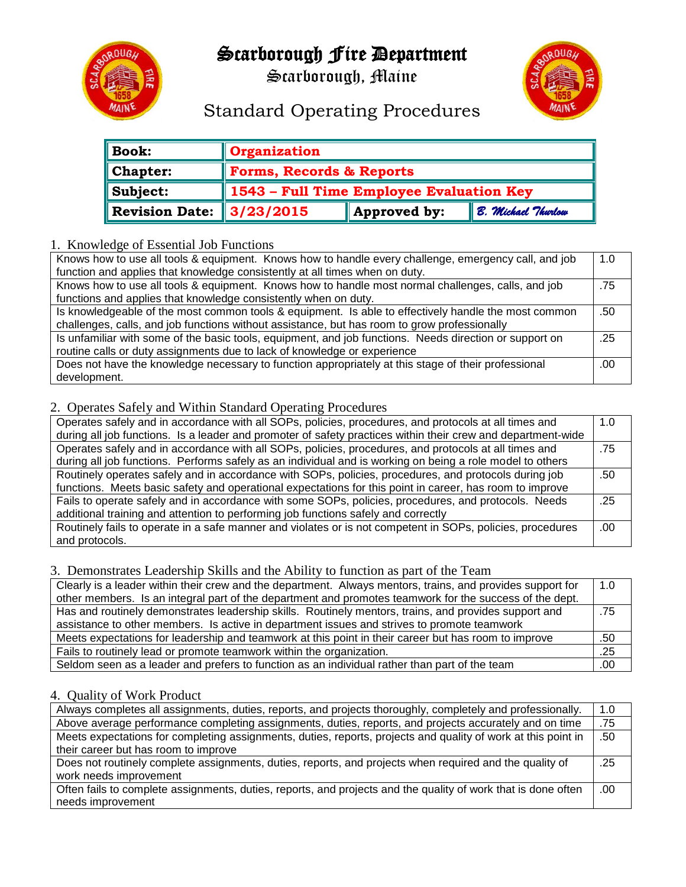# Scarborough Fire Department

## Scarborough, Maine

## Standard Operating Procedures

| Book: | Organization | | |
|---|---|---|---|
| Chapter: | Forms, Records & Reports | | |
| Subject: | 1543 – Full Time Employee Evaluation Key | | |
| Revision Date: | 3/23/2015 | Approved by: | B. Michael Thurlow |

1. Knowledge of Essential Job Functions

| | |
|---|---|
| Knows how to use all tools & equipment. Knows how to handle every challenge, emergency call, and job function and applies that knowledge consistently at all times when on duty. | 1.0 |
| Knows how to use all tools & equipment. Knows how to handle most normal challenges, calls, and job functions and applies that knowledge consistently when on duty. | .75 |
| Is knowledgeable of the most common tools & equipment. Is able to effectively handle the most common challenges, calls, and job functions without assistance, but has room to grow professionally | .50 |
| Is unfamiliar with some of the basic tools, equipment, and job functions. Needs direction or support on routine calls or duty assignments due to lack of knowledge or experience | .25 |
| Does not have the knowledge necessary to function appropriately at this stage of their professional development. | .00 |

2. Operates Safely and Within Standard Operating Procedures

| | |
|---|---|
| Operates safely and in accordance with all SOPs, policies, procedures, and protocols at all times and during all job functions. Is a leader and promoter of safety practices within their crew and department-wide | 1.0 |
| Operates safely and in accordance with all SOPs, policies, procedures, and protocols at all times and during all job functions. Performs safely as an individual and is working on being a role model to others | .75 |
| Routinely operates safely and in accordance with SOPs, policies, procedures, and protocols during job functions. Meets basic safety and operational expectations for this point in career, has room to improve | .50 |
| Fails to operate safely and in accordance with some SOPs, policies, procedures, and protocols. Needs additional training and attention to performing job functions safely and correctly | .25 |
| Routinely fails to operate in a safe manner and violates or is not competent in SOPs, policies, procedures and protocols. | .00 |

3. Demonstrates Leadership Skills and the Ability to function as part of the Team

| | |
|---|---|
| Clearly is a leader within their crew and the department. Always mentors, trains, and provides support for other members. Is an integral part of the department and promotes teamwork for the success of the dept. | 1.0 |
| Has and routinely demonstrates leadership skills. Routinely mentors, trains, and provides support and assistance to other members. Is active in department issues and strives to promote teamwork | .75 |
| Meets expectations for leadership and teamwork at this point in their career but has room to improve | .50 |
| Fails to routinely lead or promote teamwork within the organization. | .25 |
| Seldom seen as a leader and prefers to function as an individual rather than part of the team | .00 |

4. Quality of Work Product

| | |
|---|---|
| Always completes all assignments, duties, reports, and projects thoroughly, completely and professionally. | 1.0 |
| Above average performance completing assignments, duties, reports, and projects accurately and on time | .75 |
| Meets expectations for completing assignments, duties, reports, projects and quality of work at this point in their career but has room to improve | .50 |
| Does not routinely complete assignments, duties, reports, and projects when required and the quality of work needs improvement | .25 |
| Often fails to complete assignments, duties, reports, and projects and the quality of work that is done often needs improvement | .00 |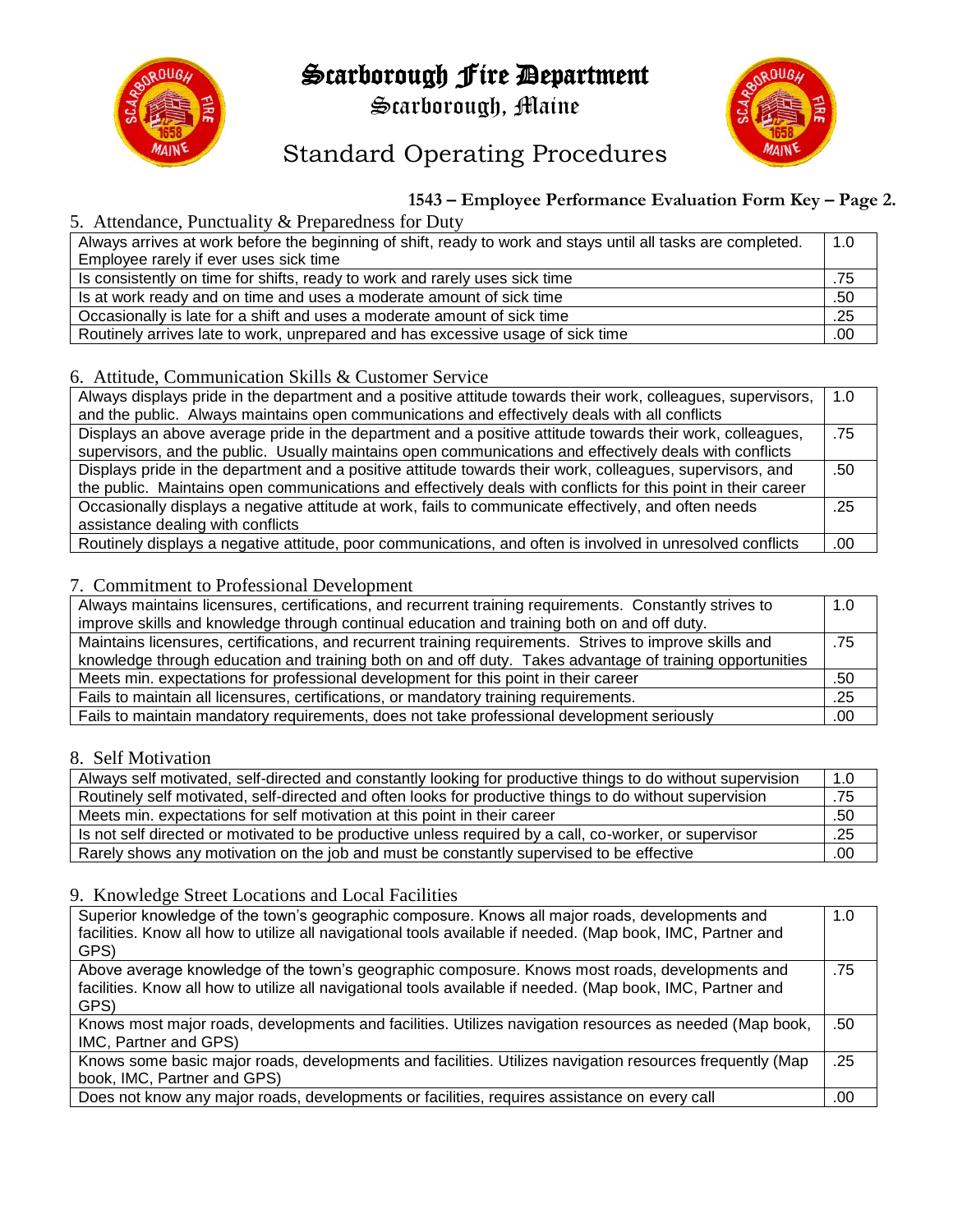# Scarborough Fire Department

Scarborough, Maine

## Standard Operating Procedures

**1543 – Employee Performance Evaluation Form Key – Page 2.**

5. Attendance, Punctuality & Preparedness for Duty

| Description | Score |
|---|---|
| Always arrives at work before the beginning of shift, ready to work and stays until all tasks are completed. Employee rarely if ever uses sick time | 1.0 |
| Is consistently on time for shifts, ready to work and rarely uses sick time | .75 |
| Is at work ready and on time and uses a moderate amount of sick time | .50 |
| Occasionally is late for a shift and uses a moderate amount of sick time | .25 |
| Routinely arrives late to work, unprepared and has excessive usage of sick time | .00 |

6. Attitude, Communication Skills & Customer Service

| Description | Score |
|---|---|
| Always displays pride in the department and a positive attitude towards their work, colleagues, supervisors, and the public. Always maintains open communications and effectively deals with all conflicts | 1.0 |
| Displays an above average pride in the department and a positive attitude towards their work, colleagues, supervisors, and the public. Usually maintains open communications and effectively deals with conflicts | .75 |
| Displays pride in the department and a positive attitude towards their work, colleagues, supervisors, and the public. Maintains open communications and effectively deals with conflicts for this point in their career | .50 |
| Occasionally displays a negative attitude at work, fails to communicate effectively, and often needs assistance dealing with conflicts | .25 |
| Routinely displays a negative attitude, poor communications, and often is involved in unresolved conflicts | .00 |

7. Commitment to Professional Development

| Description | Score |
|---|---|
| Always maintains licensures, certifications, and recurrent training requirements. Constantly strives to improve skills and knowledge through continual education and training both on and off duty. | 1.0 |
| Maintains licensures, certifications, and recurrent training requirements. Strives to improve skills and knowledge through education and training both on and off duty. Takes advantage of training opportunities | .75 |
| Meets min. expectations for professional development for this point in their career | .50 |
| Fails to maintain all licensures, certifications, or mandatory training requirements. | .25 |
| Fails to maintain mandatory requirements, does not take professional development seriously | .00 |

8. Self Motivation

| Description | Score |
|---|---|
| Always self motivated, self-directed and constantly looking for productive things to do without supervision | 1.0 |
| Routinely self motivated, self-directed and often looks for productive things to do without supervision | .75 |
| Meets min. expectations for self motivation at this point in their career | .50 |
| Is not self directed or motivated to be productive unless required by a call, co-worker, or supervisor | .25 |
| Rarely shows any motivation on the job and must be constantly supervised to be effective | .00 |

9. Knowledge Street Locations and Local Facilities

| Description | Score |
|---|---|
| Superior knowledge of the town's geographic composure. Knows all major roads, developments and facilities. Know all how to utilize all navigational tools available if needed. (Map book, IMC, Partner and GPS) | 1.0 |
| Above average knowledge of the town's geographic composure. Knows most roads, developments and facilities. Know all how to utilize all navigational tools available if needed. (Map book, IMC, Partner and GPS) | .75 |
| Knows most major roads, developments and facilities. Utilizes navigation resources as needed (Map book, IMC, Partner and GPS) | .50 |
| Knows some basic major roads, developments and facilities. Utilizes navigation resources frequently (Map book, IMC, Partner and GPS) | .25 |
| Does not know any major roads, developments or facilities, requires assistance on every call | .00 |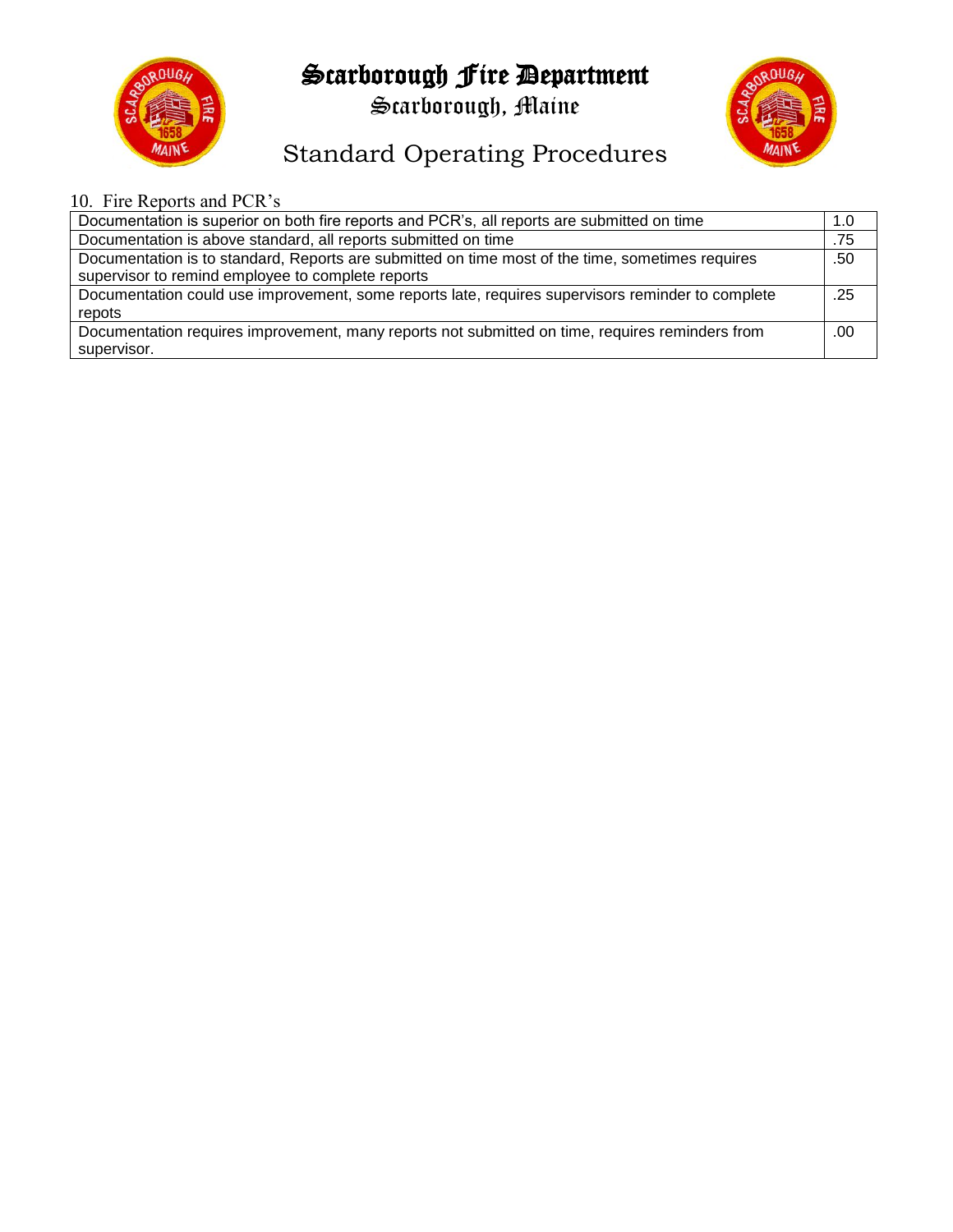10. Fire Reports and PCR's

| | |
|---|---|
| Documentation is superior on both fire reports and PCR's, all reports are submitted on time | 1.0 |
| Documentation is above standard, all reports submitted on time | .75 |
| Documentation is to standard, Reports are submitted on time most of the time, sometimes requires supervisor to remind employee to complete reports | .50 |
| Documentation could use improvement, some reports late, requires supervisors reminder to complete repots | .25 |
| Documentation requires improvement, many reports not submitted on time, requires reminders from supervisor. | .00 |